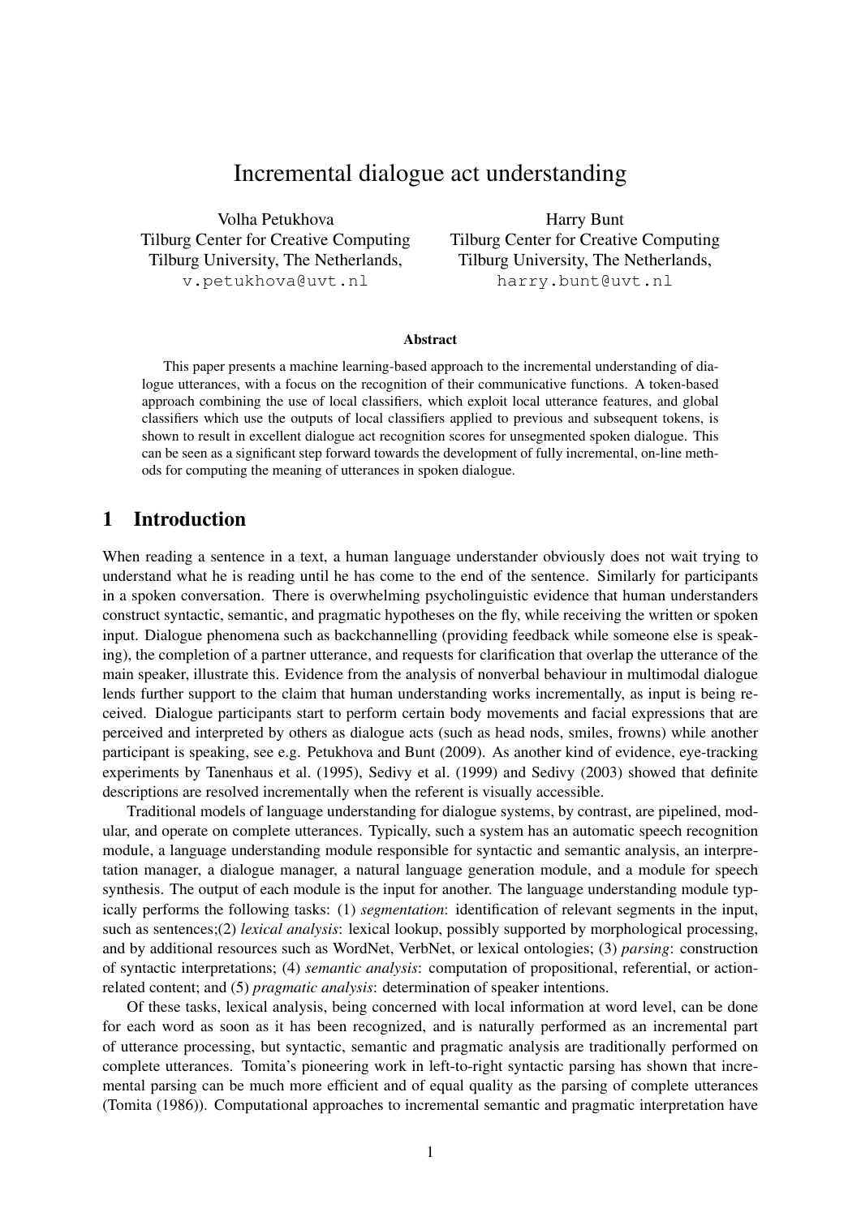# Incremental dialogue act understanding

Volha Petukhova
Tilburg Center for Creative Computing
Tilburg University, The Netherlands,
`v.petukhova@uvt.nl`

Harry Bunt
Tilburg Center for Creative Computing
Tilburg University, The Netherlands,
`harry.bunt@uvt.nl`

### Abstract

This paper presents a machine learning-based approach to the incremental understanding of dialogue utterances, with a focus on the recognition of their communicative functions. A token-based approach combining the use of local classifiers, which exploit local utterance features, and global classifiers which use the outputs of local classifiers applied to previous and subsequent tokens, is shown to result in excellent dialogue act recognition scores for unsegmented spoken dialogue. This can be seen as a significant step forward towards the development of fully incremental, on-line methods for computing the meaning of utterances in spoken dialogue.

## 1 Introduction

When reading a sentence in a text, a human language understander obviously does not wait trying to understand what he is reading until he has come to the end of the sentence. Similarly for participants in a spoken conversation. There is overwhelming psycholinguistic evidence that human understanders construct syntactic, semantic, and pragmatic hypotheses on the fly, while receiving the written or spoken input. Dialogue phenomena such as backchannelling (providing feedback while someone else is speaking), the completion of a partner utterance, and requests for clarification that overlap the utterance of the main speaker, illustrate this. Evidence from the analysis of nonverbal behaviour in multimodal dialogue lends further support to the claim that human understanding works incrementally, as input is being received. Dialogue participants start to perform certain body movements and facial expressions that are perceived and interpreted by others as dialogue acts (such as head nods, smiles, frowns) while another participant is speaking, see e.g. Petukhova and Bunt (2009). As another kind of evidence, eye-tracking experiments by Tanenhaus et al. (1995), Sedivy et al. (1999) and Sedivy (2003) showed that definite descriptions are resolved incrementally when the referent is visually accessible.

Traditional models of language understanding for dialogue systems, by contrast, are pipelined, modular, and operate on complete utterances. Typically, such a system has an automatic speech recognition module, a language understanding module responsible for syntactic and semantic analysis, an interpretation manager, a dialogue manager, a natural language generation module, and a module for speech synthesis. The output of each module is the input for another. The language understanding module typically performs the following tasks: (1) *segmentation*: identification of relevant segments in the input, such as sentences;(2) *lexical analysis*: lexical lookup, possibly supported by morphological processing, and by additional resources such as WordNet, VerbNet, or lexical ontologies; (3) *parsing*: construction of syntactic interpretations; (4) *semantic analysis*: computation of propositional, referential, or action-related content; and (5) *pragmatic analysis*: determination of speaker intentions.

Of these tasks, lexical analysis, being concerned with local information at word level, can be done for each word as soon as it has been recognized, and is naturally performed as an incremental part of utterance processing, but syntactic, semantic and pragmatic analysis are traditionally performed on complete utterances. Tomita's pioneering work in left-to-right syntactic parsing has shown that incremental parsing can be much more efficient and of equal quality as the parsing of complete utterances (Tomita (1986)). Computational approaches to incremental semantic and pragmatic interpretation have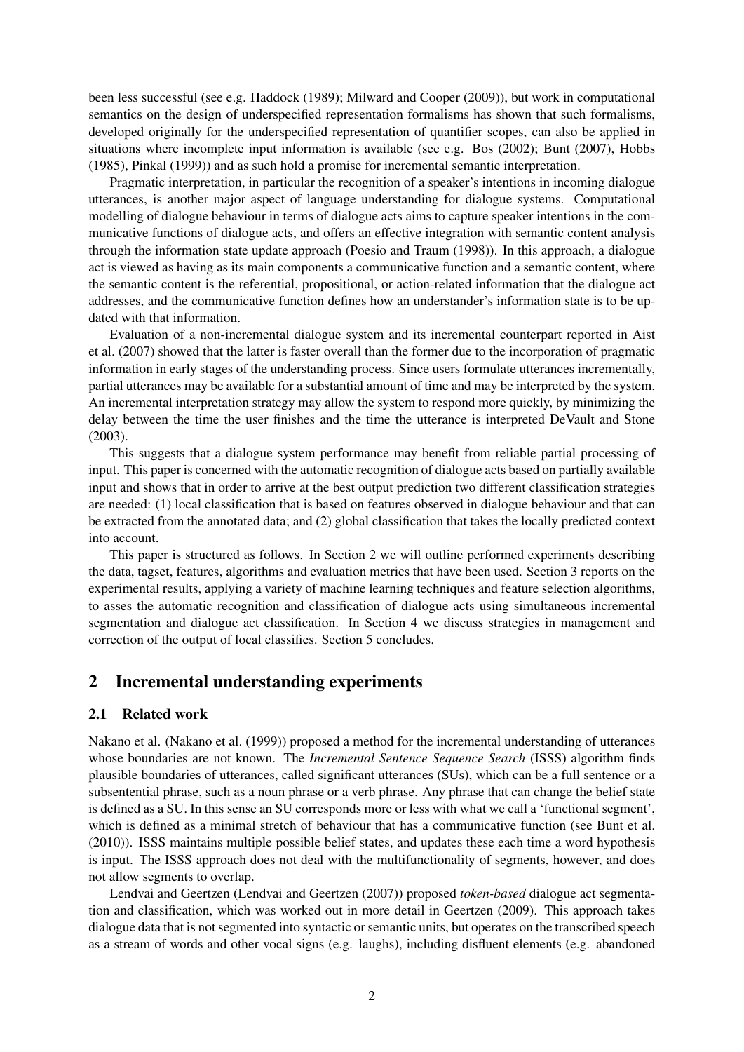been less successful (see e.g. Haddock (1989); Milward and Cooper (2009)), but work in computational semantics on the design of underspecified representation formalisms has shown that such formalisms, developed originally for the underspecified representation of quantifier scopes, can also be applied in situations where incomplete input information is available (see e.g. Bos (2002); Bunt (2007), Hobbs (1985), Pinkal (1999)) and as such hold a promise for incremental semantic interpretation.

Pragmatic interpretation, in particular the recognition of a speaker's intentions in incoming dialogue utterances, is another major aspect of language understanding for dialogue systems. Computational modelling of dialogue behaviour in terms of dialogue acts aims to capture speaker intentions in the communicative functions of dialogue acts, and offers an effective integration with semantic content analysis through the information state update approach (Poesio and Traum (1998)). In this approach, a dialogue act is viewed as having as its main components a communicative function and a semantic content, where the semantic content is the referential, propositional, or action-related information that the dialogue act addresses, and the communicative function defines how an understander's information state is to be updated with that information.

Evaluation of a non-incremental dialogue system and its incremental counterpart reported in Aist et al. (2007) showed that the latter is faster overall than the former due to the incorporation of pragmatic information in early stages of the understanding process. Since users formulate utterances incrementally, partial utterances may be available for a substantial amount of time and may be interpreted by the system. An incremental interpretation strategy may allow the system to respond more quickly, by minimizing the delay between the time the user finishes and the time the utterance is interpreted DeVault and Stone (2003).

This suggests that a dialogue system performance may benefit from reliable partial processing of input. This paper is concerned with the automatic recognition of dialogue acts based on partially available input and shows that in order to arrive at the best output prediction two different classification strategies are needed: (1) local classification that is based on features observed in dialogue behaviour and that can be extracted from the annotated data; and (2) global classification that takes the locally predicted context into account.

This paper is structured as follows. In Section 2 we will outline performed experiments describing the data, tagset, features, algorithms and evaluation metrics that have been used. Section 3 reports on the experimental results, applying a variety of machine learning techniques and feature selection algorithms, to asses the automatic recognition and classification of dialogue acts using simultaneous incremental segmentation and dialogue act classification. In Section 4 we discuss strategies in management and correction of the output of local classifies. Section 5 concludes.

## 2 Incremental understanding experiments

### 2.1 Related work

Nakano et al. (Nakano et al. (1999)) proposed a method for the incremental understanding of utterances whose boundaries are not known. The *Incremental Sentence Sequence Search* (ISSS) algorithm finds plausible boundaries of utterances, called significant utterances (SUs), which can be a full sentence or a subsentential phrase, such as a noun phrase or a verb phrase. Any phrase that can change the belief state is defined as a SU. In this sense an SU corresponds more or less with what we call a 'functional segment', which is defined as a minimal stretch of behaviour that has a communicative function (see Bunt et al. (2010)). ISSS maintains multiple possible belief states, and updates these each time a word hypothesis is input. The ISSS approach does not deal with the multifunctionality of segments, however, and does not allow segments to overlap.

Lendvai and Geertzen (Lendvai and Geertzen (2007)) proposed *token-based* dialogue act segmentation and classification, which was worked out in more detail in Geertzen (2009). This approach takes dialogue data that is not segmented into syntactic or semantic units, but operates on the transcribed speech as a stream of words and other vocal signs (e.g. laughs), including disfluent elements (e.g. abandoned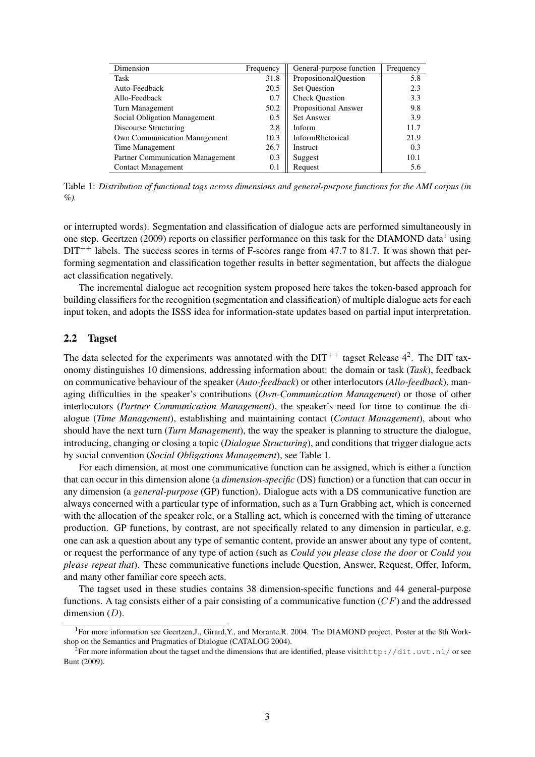| Dimension | Frequency | General-purpose function | Frequency |
|---|---|---|---|
| Task | 31.8 | PropositionalQuestion | 5.8 |
| Auto-Feedback | 20.5 | Set Question | 2.3 |
| Allo-Feedback | 0.7 | Check Question | 3.3 |
| Turn Management | 50.2 | Propositional Answer | 9.8 |
| Social Obligation Management | 0.5 | Set Answer | 3.9 |
| Discourse Structuring | 2.8 | Inform | 11.7 |
| Own Communication Management | 10.3 | InformRhetorical | 21.9 |
| Time Management | 26.7 | Instruct | 0.3 |
| Partner Communication Management | 0.3 | Suggest | 10.1 |
| Contact Management | 0.1 | Request | 5.6 |

Table 1: *Distribution of functional tags across dimensions and general-purpose functions for the AMI corpus (in %).*

or interrupted words). Segmentation and classification of dialogue acts are performed simultaneously in one step. Geertzen (2009) reports on classifier performance on this task for the DIAMOND data[1] using $\text{DIT}^{++}$ labels. The success scores in terms of F-scores range from 47.7 to 81.7. It was shown that performing segmentation and classification together results in better segmentation, but affects the dialogue act classification negatively.

The incremental dialogue act recognition system proposed here takes the token-based approach for building classifiers for the recognition (segmentation and classification) of multiple dialogue acts for each input token, and adopts the ISSS idea for information-state updates based on partial input interpretation.

## 2.2 Tagset

The data selected for the experiments was annotated with the $\text{DIT}^{++}$ tagset Release 4[2]. The DIT taxonomy distinguishes 10 dimensions, addressing information about: the domain or task (*Task*), feedback on communicative behaviour of the speaker (*Auto-feedback*) or other interlocutors (*Allo-feedback*), managing difficulties in the speaker's contributions (*Own-Communication Management*) or those of other interlocutors (*Partner Communication Management*), the speaker's need for time to continue the dialogue (*Time Management*), establishing and maintaining contact (*Contact Management*), about who should have the next turn (*Turn Management*), the way the speaker is planning to structure the dialogue, introducing, changing or closing a topic (*Dialogue Structuring*), and conditions that trigger dialogue acts by social convention (*Social Obligations Management*), see Table 1.

For each dimension, at most one communicative function can be assigned, which is either a function that can occur in this dimension alone (a *dimension-specific* (DS) function) or a function that can occur in any dimension (a *general-purpose* (GP) function). Dialogue acts with a DS communicative function are always concerned with a particular type of information, such as a Turn Grabbing act, which is concerned with the allocation of the speaker role, or a Stalling act, which is concerned with the timing of utterance production. GP functions, by contrast, are not specifically related to any dimension in particular, e.g. one can ask a question about any type of semantic content, provide an answer about any type of content, or request the performance of any type of action (such as *Could you please close the door* or *Could you please repeat that*). These communicative functions include Question, Answer, Request, Offer, Inform, and many other familiar core speech acts.

The tagset used in these studies contains 38 dimension-specific functions and 44 general-purpose functions. A tag consists either of a pair consisting of a communicative function ($CF$) and the addressed dimension ($D$).

[1] For more information see Geertzen,J., Girard,Y., and Morante,R. 2004. The DIAMOND project. Poster at the 8th Workshop on the Semantics and Pragmatics of Dialogue (CATALOG 2004).

[2] For more information about the tagset and the dimensions that are identified, please visit: `http://dit.uvt.nl/` or see Bunt (2009).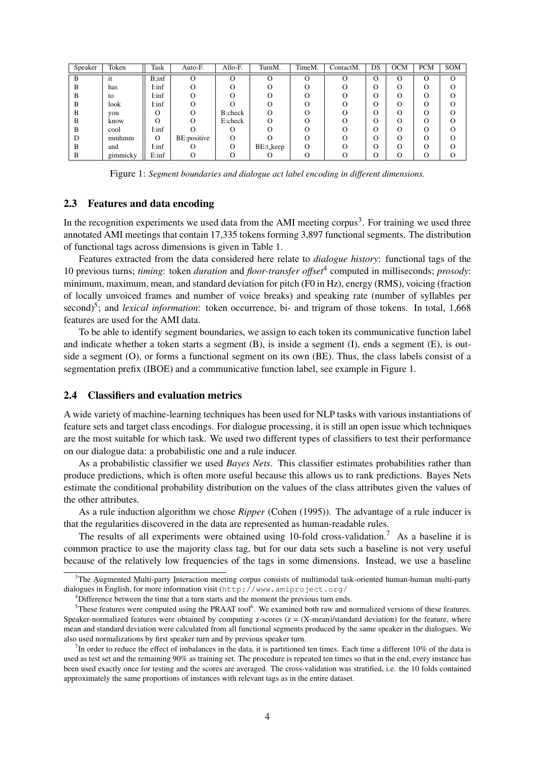| Speaker | Token | Task | Auto-F. | Allo-F. | TurnM. | TimeM. | ContactM. | DS | OCM | PCM | SOM |
|---|---|---|---|---|---|---|---|---|---|---|---|
| B | it | B;inf | O | O | O | O | O | O | O | O | O |
| B | has | I:inf | O | O | O | O | O | O | O | O | O |
| B | to | I:inf | O | O | O | O | O | O | O | O | O |
| B | look | I:inf | O | O | O | O | O | O | O | O | O |
| B | you | O | O | B:check | O | O | O | O | O | O | O |
| B | know | O | O | E:check | O | O | O | O | O | O | O |
| B | cool | I:inf | O | O | O | O | O | O | O | O | O |
| D | mmhmm | O | BE:positive | O | O | O | O | O | O | O | O |
| B | and | I:inf | O | O | BE:t_keep | O | O | O | O | O | O |
| B | gimmicky | E:inf | O | O | O | O | O | O | O | O | O |

Figure 1: *Segment boundaries and dialogue act label encoding in different dimensions.*

### 2.3 Features and data encoding

In the recognition experiments we used data from the AMI meeting corpus[3]. For training we used three annotated AMI meetings that contain 17,335 tokens forming 3,897 functional segments. The distribution of functional tags across dimensions is given in Table 1.

Features extracted from the data considered here relate to *dialogue history*: functional tags of the 10 previous turns; *timing*: token *duration* and *floor-transfer offset*[4] computed in milliseconds; *prosody*: minimum, maximum, mean, and standard deviation for pitch (F0 in Hz), energy (RMS), voicing (fraction of locally unvoiced frames and number of voice breaks) and speaking rate (number of syllables per second)[5]; and *lexical information*: token occurrence, bi- and trigram of those tokens. In total, 1,668 features are used for the AMI data.

To be able to identify segment boundaries, we assign to each token its communicative function label and indicate whether a token starts a segment (B), is inside a segment (I), ends a segment (E), is outside a segment (O), or forms a functional segment on its own (BE). Thus, the class labels consist of a segmentation prefix (IBOE) and a communicative function label, see example in Figure 1.

### 2.4 Classifiers and evaluation metrics

A wide variety of machine-learning techniques has been used for NLP tasks with various instantiations of feature sets and target class encodings. For dialogue processing, it is still an open issue which techniques are the most suitable for which task. We used two different types of classifiers to test their performance on our dialogue data: a probabilistic one and a rule inducer.

As a probabilistic classifier we used *Bayes Nets*. This classifier estimates probabilities rather than produce predictions, which is often more useful because this allows us to rank predictions. Bayes Nets estimate the conditional probability distribution on the values of the class attributes given the values of the other attributes.

As a rule induction algorithm we chose *Ripper* (Cohen (1995)). The advantage of a rule inducer is that the regularities discovered in the data are represented as human-readable rules.

The results of all experiments were obtained using 10-fold cross-validation.[7] As a baseline it is common practice to use the majority class tag, but for our data sets such a baseline is not very useful because of the relatively low frequencies of the tags in some dimensions. Instead, we use a baseline

[3]The Augmented Multi-party Interaction meeting corpus consists of multimodal task-oriented human-human multi-party dialogues in English, for more information visit (http://www.amiproject.org/

[4]Difference between the time that a turn starts and the moment the previous turn ends.

[5]These features were computed using the PRAAT tool[6]. We examined both raw and normalized versions of these features. Speaker-normalized features were obtained by computing z-scores (z = (X-mean)/standard deviation) for the feature, where mean and standard deviation were calculated from all functional segments produced by the same speaker in the dialogues. We also used normalizations by first speaker turn and by previous speaker turn.

[7]In order to reduce the effect of imbalances in the data, it is partitioned ten times. Each time a different 10% of the data is used as test set and the remaining 90% as training set. The procedure is repeated ten times so that in the end, every instance has been used exactly once for testing and the scores are averaged. The cross-validation was stratified, i.e. the 10 folds contained approximately the same proportions of instances with relevant tags as in the entire dataset.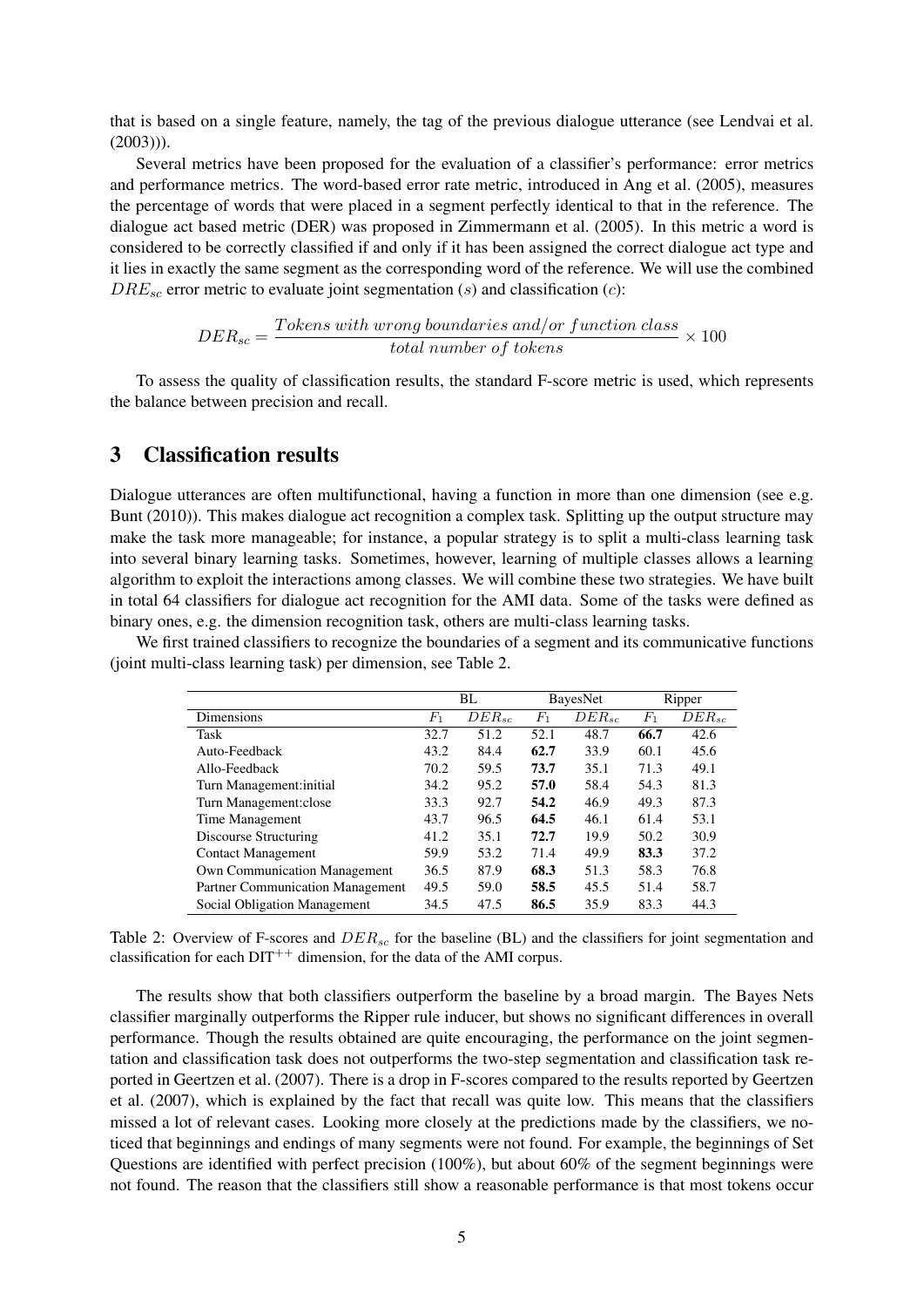that is based on a single feature, namely, the tag of the previous dialogue utterance (see Lendvai et al. (2003))).

Several metrics have been proposed for the evaluation of a classifier's performance: error metrics and performance metrics. The word-based error rate metric, introduced in Ang et al. (2005), measures the percentage of words that were placed in a segment perfectly identical to that in the reference. The dialogue act based metric (DER) was proposed in Zimmermann et al. (2005). In this metric a word is considered to be correctly classified if and only if it has been assigned the correct dialogue act type and it lies in exactly the same segment as the corresponding word of the reference. We will use the combined $DRE_{sc}$ error metric to evaluate joint segmentation ($s$) and classification ($c$):

$$DER_{sc} = \frac{Tokens\ with\ wrong\ boundaries\ and/or\ function\ class}{total\ number\ of\ tokens} \times 100$$

To assess the quality of classification results, the standard F-score metric is used, which represents the balance between precision and recall.

## 3 Classification results

Dialogue utterances are often multifunctional, having a function in more than one dimension (see e.g. Bunt (2010)). This makes dialogue act recognition a complex task. Splitting up the output structure may make the task more manageable; for instance, a popular strategy is to split a multi-class learning task into several binary learning tasks. Sometimes, however, learning of multiple classes allows a learning algorithm to exploit the interactions among classes. We will combine these two strategies. We have built in total 64 classifiers for dialogue act recognition for the AMI data. Some of the tasks were defined as binary ones, e.g. the dimension recognition task, others are multi-class learning tasks.

We first trained classifiers to recognize the boundaries of a segment and its communicative functions (joint multi-class learning task) per dimension, see Table 2.

| | BL | | BayesNet | | Ripper | |
|---|---|---|---|---|---|---|
| Dimensions | $F_1$ | $DER_{sc}$ | $F_1$ | $DER_{sc}$ | $F_1$ | $DER_{sc}$ |
| Task | 32.7 | 51.2 | 52.1 | 48.7 | **66.7** | 42.6 |
| Auto-Feedback | 43.2 | 84.4 | **62.7** | 33.9 | 60.1 | 45.6 |
| Allo-Feedback | 70.2 | 59.5 | **73.7** | 35.1 | 71.3 | 49.1 |
| Turn Management:initial | 34.2 | 95.2 | **57.0** | 58.4 | 54.3 | 81.3 |
| Turn Management:close | 33.3 | 92.7 | **54.2** | 46.9 | 49.3 | 87.3 |
| Time Management | 43.7 | 96.5 | **64.5** | 46.1 | 61.4 | 53.1 |
| Discourse Structuring | 41.2 | 35.1 | **72.7** | 19.9 | 50.2 | 30.9 |
| Contact Management | 59.9 | 53.2 | 71.4 | 49.9 | **83.3** | 37.2 |
| Own Communication Management | 36.5 | 87.9 | **68.3** | 51.3 | 58.3 | 76.8 |
| Partner Communication Management | 49.5 | 59.0 | **58.5** | 45.5 | 51.4 | 58.7 |
| Social Obligation Management | 34.5 | 47.5 | **86.5** | 35.9 | 83.3 | 44.3 |

Table 2: Overview of F-scores and $DER_{sc}$ for the baseline (BL) and the classifiers for joint segmentation and classification for each DIT$^{++}$ dimension, for the data of the AMI corpus.

The results show that both classifiers outperform the baseline by a broad margin. The Bayes Nets classifier marginally outperforms the Ripper rule inducer, but shows no significant differences in overall performance. Though the results obtained are quite encouraging, the performance on the joint segmentation and classification task does not outperforms the two-step segmentation and classification task reported in Geertzen et al. (2007). There is a drop in F-scores compared to the results reported by Geertzen et al. (2007), which is explained by the fact that recall was quite low. This means that the classifiers missed a lot of relevant cases. Looking more closely at the predictions made by the classifiers, we noticed that beginnings and endings of many segments were not found. For example, the beginnings of Set Questions are identified with perfect precision (100%), but about 60% of the segment beginnings were not found. The reason that the classifiers still show a reasonable performance is that most tokens occur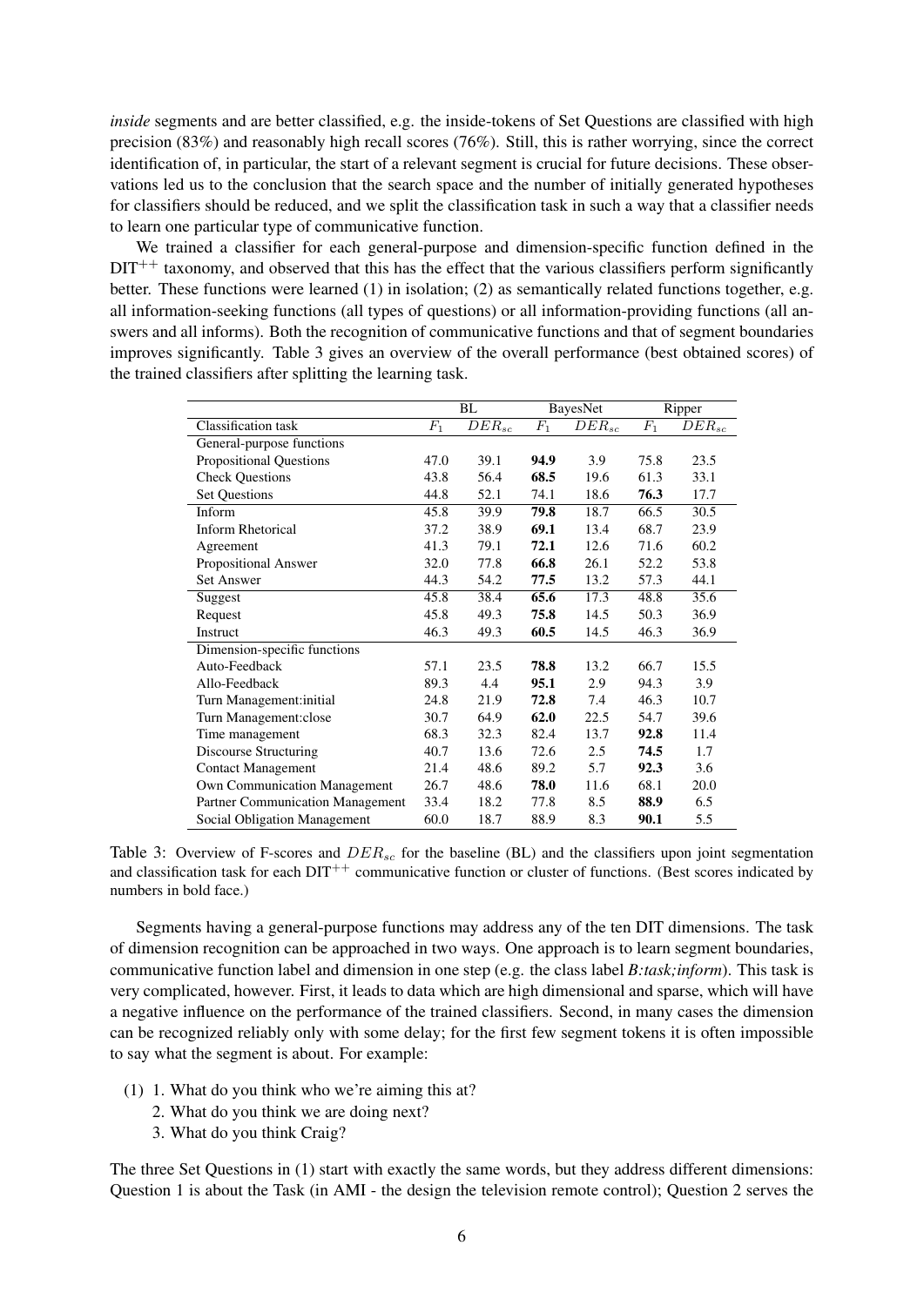*inside* segments and are better classified, e.g. the inside-tokens of Set Questions are classified with high precision (83%) and reasonably high recall scores (76%). Still, this is rather worrying, since the correct identification of, in particular, the start of a relevant segment is crucial for future decisions. These observations led us to the conclusion that the search space and the number of initially generated hypotheses for classifiers should be reduced, and we split the classification task in such a way that a classifier needs to learn one particular type of communicative function.

We trained a classifier for each general-purpose and dimension-specific function defined in the $\text{DIT}^{++}$ taxonomy, and observed that this has the effect that the various classifiers perform significantly better. These functions were learned (1) in isolation; (2) as semantically related functions together, e.g. all information-seeking functions (all types of questions) or all information-providing functions (all answers and all informs). Both the recognition of communicative functions and that of segment boundaries improves significantly. Table 3 gives an overview of the overall performance (best obtained scores) of the trained classifiers after splitting the learning task.

| | BL | | BayesNet | | Ripper | |
|---|---|---|---|---|---|---|
| Classification task | $F_1$ | $DER_{sc}$ | $F_1$ | $DER_{sc}$ | $F_1$ | $DER_{sc}$ |
| General-purpose functions | | | | | | |
| Propositional Questions | 47.0 | 39.1 | **94.9** | 3.9 | 75.8 | 23.5 |
| Check Questions | 43.8 | 56.4 | **68.5** | 19.6 | 61.3 | 33.1 |
| Set Questions | 44.8 | 52.1 | 74.1 | 18.6 | **76.3** | 17.7 |
| Inform | 45.8 | 39.9 | **79.8** | 18.7 | 66.5 | 30.5 |
| Inform Rhetorical | 37.2 | 38.9 | **69.1** | 13.4 | 68.7 | 23.9 |
| Agreement | 41.3 | 79.1 | **72.1** | 12.6 | 71.6 | 60.2 |
| Propositional Answer | 32.0 | 77.8 | **66.8** | 26.1 | 52.2 | 53.8 |
| Set Answer | 44.3 | 54.2 | **77.5** | 13.2 | 57.3 | 44.1 |
| Suggest | 45.8 | 38.4 | **65.6** | 17.3 | 48.8 | 35.6 |
| Request | 45.8 | 49.3 | **75.8** | 14.5 | 50.3 | 36.9 |
| Instruct | 46.3 | 49.3 | **60.5** | 14.5 | 46.3 | 36.9 |
| Dimension-specific functions | | | | | | |
| Auto-Feedback | 57.1 | 23.5 | **78.8** | 13.2 | 66.7 | 15.5 |
| Allo-Feedback | 89.3 | 4.4 | **95.1** | 2.9 | 94.3 | 3.9 |
| Turn Management:initial | 24.8 | 21.9 | **72.8** | 7.4 | 46.3 | 10.7 |
| Turn Management:close | 30.7 | 64.9 | **62.0** | 22.5 | 54.7 | 39.6 |
| Time management | 68.3 | 32.3 | 82.4 | 13.7 | **92.8** | 11.4 |
| Discourse Structuring | 40.7 | 13.6 | 72.6 | 2.5 | **74.5** | 1.7 |
| Contact Management | 21.4 | 48.6 | 89.2 | 5.7 | **92.3** | 3.6 |
| Own Communication Management | 26.7 | 48.6 | **78.0** | 11.6 | 68.1 | 20.0 |
| Partner Communication Management | 33.4 | 18.2 | 77.8 | 8.5 | **88.9** | 6.5 |
| Social Obligation Management | 60.0 | 18.7 | 88.9 | 8.3 | **90.1** | 5.5 |

Table 3: Overview of F-scores and $DER_{sc}$ for the baseline (BL) and the classifiers upon joint segmentation and classification task for each $\text{DIT}^{++}$ communicative function or cluster of functions. (Best scores indicated by numbers in bold face.)

Segments having a general-purpose functions may address any of the ten DIT dimensions. The task of dimension recognition can be approached in two ways. One approach is to learn segment boundaries, communicative function label and dimension in one step (e.g. the class label *B:task;inform*). This task is very complicated, however. First, it leads to data which are high dimensional and sparse, which will have a negative influence on the performance of the trained classifiers. Second, in many cases the dimension can be recognized reliably only with some delay; for the first few segment tokens it is often impossible to say what the segment is about. For example:

(1) 1. What do you think who we're aiming this at?
    2. What do you think we are doing next?
    3. What do you think Craig?

The three Set Questions in (1) start with exactly the same words, but they address different dimensions: Question 1 is about the Task (in AMI - the design the television remote control); Question 2 serves the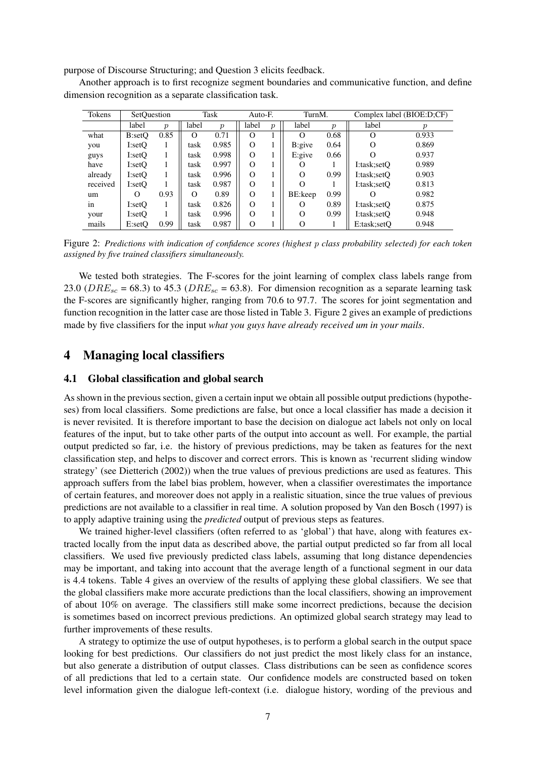purpose of Discourse Structuring; and Question 3 elicits feedback.

Another approach is to first recognize segment boundaries and communicative function, and define dimension recognition as a separate classification task.

| Tokens | SetQuestion | | Task | | Auto-F. | | TurnM. | | Complex label (BIOE:D;CF) | |
|---|---|---|---|---|---|---|---|---|---|---|
| | label | $p$ | label | $p$ | label | $p$ | label | $p$ | label | $p$ |
| what | B:setQ | 0.85 | O | 0.71 | O | 1 | O | 0.68 | O | 0.933 |
| you | I:setQ | 1 | task | 0.985 | O | 1 | B:give | 0.64 | O | 0.869 |
| guys | I:setQ | 1 | task | 0.998 | O | 1 | E:give | 0.66 | O | 0.937 |
| have | I:setQ | 1 | task | 0.997 | O | 1 | O | 1 | I:task;setQ | 0.989 |
| already | I:setQ | 1 | task | 0.996 | O | 1 | O | 0.99 | I:task;setQ | 0.903 |
| received | I:setQ | 1 | task | 0.987 | O | 1 | O | 1 | I:task;setQ | 0.813 |
| um | O | 0.93 | O | 0.89 | O | 1 | BE:keep | 0.99 | O | 0.982 |
| in | I:setQ | 1 | task | 0.826 | O | 1 | O | 0.89 | I:task;setQ | 0.875 |
| your | I:setQ | 1 | task | 0.996 | O | 1 | O | 0.99 | I:task;setQ | 0.948 |
| mails | E:setQ | 0.99 | task | 0.987 | O | 1 | O | 1 | E:task;setQ | 0.948 |

Figure 2: *Predictions with indication of confidence scores (highest $p$ class probability selected) for each token assigned by five trained classifiers simultaneously.*

We tested both strategies. The F-scores for the joint learning of complex class labels range from 23.0 ($DRE_{sc}$ = 68.3) to 45.3 ($DRE_{sc}$ = 63.8). For dimension recognition as a separate learning task the F-scores are significantly higher, ranging from 70.6 to 97.7. The scores for joint segmentation and function recognition in the latter case are those listed in Table 3. Figure 2 gives an example of predictions made by five classifiers for the input *what you guys have already received um in your mails*.

# 4 Managing local classifiers

## 4.1 Global classification and global search

As shown in the previous section, given a certain input we obtain all possible output predictions (hypotheses) from local classifiers. Some predictions are false, but once a local classifier has made a decision it is never revisited. It is therefore important to base the decision on dialogue act labels not only on local features of the input, but to take other parts of the output into account as well. For example, the partial output predicted so far, i.e. the history of previous predictions, may be taken as features for the next classification step, and helps to discover and correct errors. This is known as 'recurrent sliding window strategy' (see Dietterich (2002)) when the true values of previous predictions are used as features. This approach suffers from the label bias problem, however, when a classifier overestimates the importance of certain features, and moreover does not apply in a realistic situation, since the true values of previous predictions are not available to a classifier in real time. A solution proposed by Van den Bosch (1997) is to apply adaptive training using the *predicted* output of previous steps as features.

We trained higher-level classifiers (often referred to as 'global') that have, along with features extracted locally from the input data as described above, the partial output predicted so far from all local classifiers. We used five previously predicted class labels, assuming that long distance dependencies may be important, and taking into account that the average length of a functional segment in our data is 4.4 tokens. Table 4 gives an overview of the results of applying these global classifiers. We see that the global classifiers make more accurate predictions than the local classifiers, showing an improvement of about 10% on average. The classifiers still make some incorrect predictions, because the decision is sometimes based on incorrect previous predictions. An optimized global search strategy may lead to further improvements of these results.

A strategy to optimize the use of output hypotheses, is to perform a global search in the output space looking for best predictions. Our classifiers do not just predict the most likely class for an instance, but also generate a distribution of output classes. Class distributions can be seen as confidence scores of all predictions that led to a certain state. Our confidence models are constructed based on token level information given the dialogue left-context (i.e. dialogue history, wording of the previous and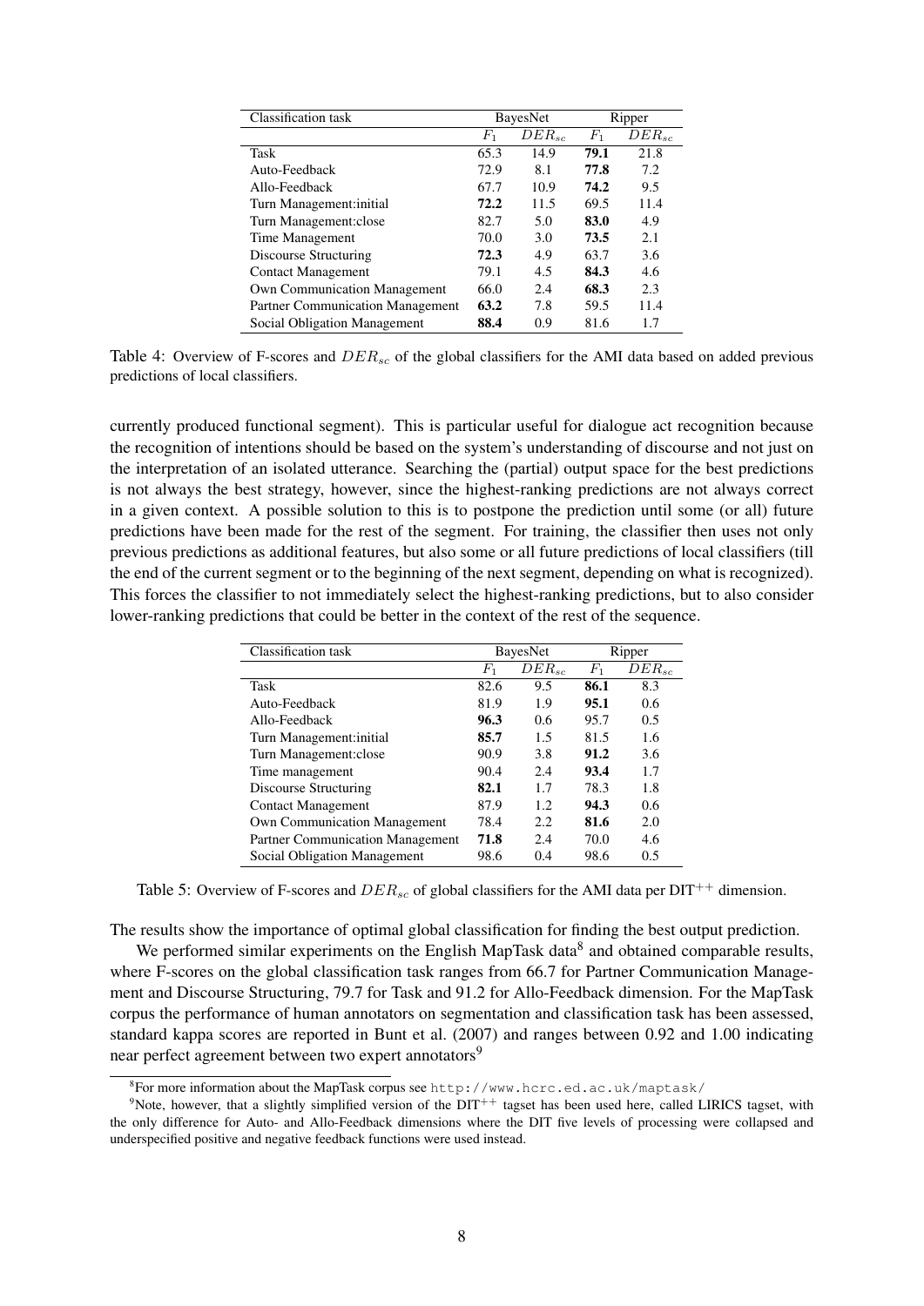| Classification task | BayesNet | | Ripper | |
|---|---|---|---|---|
| | $F_1$ | $DER_{sc}$ | $F_1$ | $DER_{sc}$ |
| Task | 65.3 | 14.9 | **79.1** | 21.8 |
| Auto-Feedback | 72.9 | 8.1 | **77.8** | 7.2 |
| Allo-Feedback | 67.7 | 10.9 | **74.2** | 9.5 |
| Turn Management:initial | **72.2** | 11.5 | 69.5 | 11.4 |
| Turn Management:close | 82.7 | 5.0 | **83.0** | 4.9 |
| Time Management | 70.0 | 3.0 | **73.5** | 2.1 |
| Discourse Structuring | **72.3** | 4.9 | 63.7 | 3.6 |
| Contact Management | 79.1 | 4.5 | **84.3** | 4.6 |
| Own Communication Management | 66.0 | 2.4 | **68.3** | 2.3 |
| Partner Communication Management | **63.2** | 7.8 | 59.5 | 11.4 |
| Social Obligation Management | **88.4** | 0.9 | 81.6 | 1.7 |

Table 4: Overview of F-scores and $DER_{sc}$ of the global classifiers for the AMI data based on added previous predictions of local classifiers.

currently produced functional segment). This is particular useful for dialogue act recognition because the recognition of intentions should be based on the system's understanding of discourse and not just on the interpretation of an isolated utterance. Searching the (partial) output space for the best predictions is not always the best strategy, however, since the highest-ranking predictions are not always correct in a given context. A possible solution to this is to postpone the prediction until some (or all) future predictions have been made for the rest of the segment. For training, the classifier then uses not only previous predictions as additional features, but also some or all future predictions of local classifiers (till the end of the current segment or to the beginning of the next segment, depending on what is recognized). This forces the classifier to not immediately select the highest-ranking predictions, but to also consider lower-ranking predictions that could be better in the context of the rest of the sequence.

| Classification task | BayesNet | | Ripper | |
|---|---|---|---|---|
| | $F_1$ | $DER_{sc}$ | $F_1$ | $DER_{sc}$ |
| Task | 82.6 | 9.5 | **86.1** | 8.3 |
| Auto-Feedback | 81.9 | 1.9 | **95.1** | 0.6 |
| Allo-Feedback | **96.3** | 0.6 | 95.7 | 0.5 |
| Turn Management:initial | **85.7** | 1.5 | 81.5 | 1.6 |
| Turn Management:close | 90.9 | 3.8 | **91.2** | 3.6 |
| Time management | 90.4 | 2.4 | **93.4** | 1.7 |
| Discourse Structuring | **82.1** | 1.7 | 78.3 | 1.8 |
| Contact Management | 87.9 | 1.2 | **94.3** | 0.6 |
| Own Communication Management | 78.4 | 2.2 | **81.6** | 2.0 |
| Partner Communication Management | **71.8** | 2.4 | 70.0 | 4.6 |
| Social Obligation Management | 98.6 | 0.4 | 98.6 | 0.5 |

Table 5: Overview of F-scores and $DER_{sc}$ of global classifiers for the AMI data per DIT$^{++}$ dimension.

The results show the importance of optimal global classification for finding the best output prediction.

We performed similar experiments on the English MapTask data[8] and obtained comparable results, where F-scores on the global classification task ranges from 66.7 for Partner Communication Management and Discourse Structuring, 79.7 for Task and 91.2 for Allo-Feedback dimension. For the MapTask corpus the performance of human annotators on segmentation and classification task has been assessed, standard kappa scores are reported in Bunt et al. (2007) and ranges between 0.92 and 1.00 indicating near perfect agreement between two expert annotators[9]

[8]For more information about the MapTask corpus see http://www.hcrc.ed.ac.uk/maptask/

[9]Note, however, that a slightly simplified version of the DIT$^{++}$ tagset has been used here, called LIRICS tagset, with the only difference for Auto- and Allo-Feedback dimensions where the DIT five levels of processing were collapsed and underspecified positive and negative feedback functions were used instead.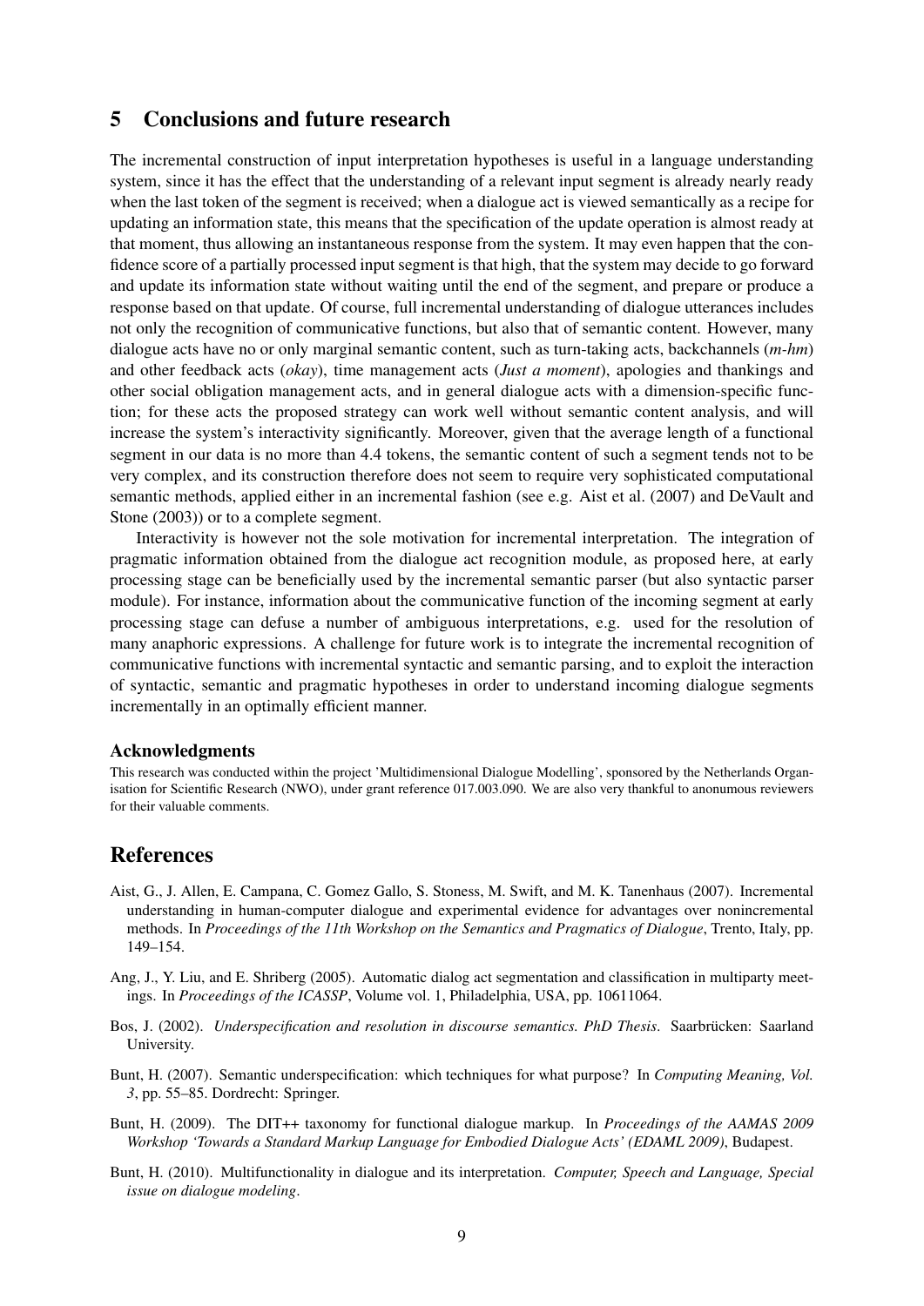## 5 Conclusions and future research

The incremental construction of input interpretation hypotheses is useful in a language understanding system, since it has the effect that the understanding of a relevant input segment is already nearly ready when the last token of the segment is received; when a dialogue act is viewed semantically as a recipe for updating an information state, this means that the specification of the update operation is almost ready at that moment, thus allowing an instantaneous response from the system. It may even happen that the confidence score of a partially processed input segment is that high, that the system may decide to go forward and update its information state without waiting until the end of the segment, and prepare or produce a response based on that update. Of course, full incremental understanding of dialogue utterances includes not only the recognition of communicative functions, but also that of semantic content. However, many dialogue acts have no or only marginal semantic content, such as turn-taking acts, backchannels (*m-hm*) and other feedback acts (*okay*), time management acts (*Just a moment*), apologies and thankings and other social obligation management acts, and in general dialogue acts with a dimension-specific function; for these acts the proposed strategy can work well without semantic content analysis, and will increase the system's interactivity significantly. Moreover, given that the average length of a functional segment in our data is no more than 4.4 tokens, the semantic content of such a segment tends not to be very complex, and its construction therefore does not seem to require very sophisticated computational semantic methods, applied either in an incremental fashion (see e.g. Aist et al. (2007) and DeVault and Stone (2003)) or to a complete segment.

Interactivity is however not the sole motivation for incremental interpretation. The integration of pragmatic information obtained from the dialogue act recognition module, as proposed here, at early processing stage can be beneficially used by the incremental semantic parser (but also syntactic parser module). For instance, information about the communicative function of the incoming segment at early processing stage can defuse a number of ambiguous interpretations, e.g. used for the resolution of many anaphoric expressions. A challenge for future work is to integrate the incremental recognition of communicative functions with incremental syntactic and semantic parsing, and to exploit the interaction of syntactic, semantic and pragmatic hypotheses in order to understand incoming dialogue segments incrementally in an optimally efficient manner.

### Acknowledgments

This research was conducted within the project 'Multidimensional Dialogue Modelling', sponsored by the Netherlands Organisation for Scientific Research (NWO), under grant reference 017.003.090. We are also very thankful to anonumous reviewers for their valuable comments.

## References

Aist, G., J. Allen, E. Campana, C. Gomez Gallo, S. Stoness, M. Swift, and M. K. Tanenhaus (2007). Incremental understanding in human-computer dialogue and experimental evidence for advantages over nonincremental methods. In *Proceedings of the 11th Workshop on the Semantics and Pragmatics of Dialogue*, Trento, Italy, pp. 149–154.

Ang, J., Y. Liu, and E. Shriberg (2005). Automatic dialog act segmentation and classification in multiparty meetings. In *Proceedings of the ICASSP*, Volume vol. 1, Philadelphia, USA, pp. 10611064.

Bos, J. (2002). *Underspecification and resolution in discourse semantics. PhD Thesis*. Saarbrücken: Saarland University.

Bunt, H. (2007). Semantic underspecification: which techniques for what purpose? In *Computing Meaning, Vol. 3*, pp. 55–85. Dordrecht: Springer.

Bunt, H. (2009). The DIT++ taxonomy for functional dialogue markup. In *Proceedings of the AAMAS 2009 Workshop 'Towards a Standard Markup Language for Embodied Dialogue Acts' (EDAML 2009)*, Budapest.

Bunt, H. (2010). Multifunctionality in dialogue and its interpretation. *Computer, Speech and Language, Special issue on dialogue modeling*.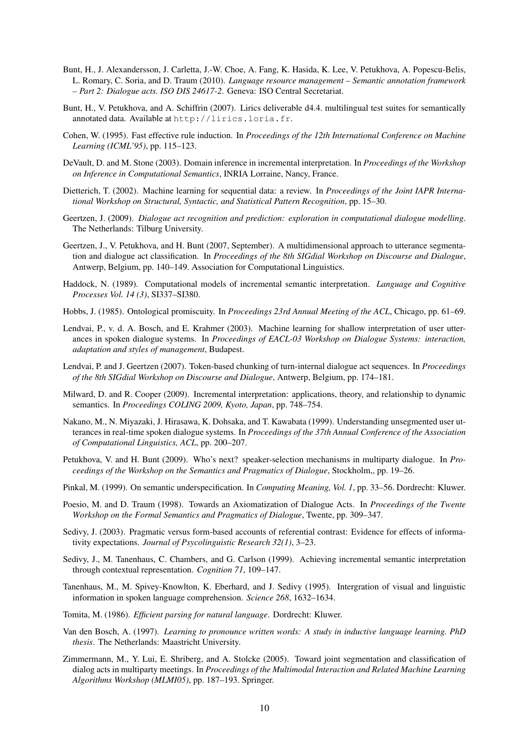Bunt, H., J. Alexandersson, J. Carletta, J.-W. Choe, A. Fang, K. Hasida, K. Lee, V. Petukhova, A. Popescu-Belis, L. Romary, C. Soria, and D. Traum (2010). *Language resource management – Semantic annotation framework – Part 2: Dialogue acts. ISO DIS 24617-2*. Geneva: ISO Central Secretariat.

Bunt, H., V. Petukhova, and A. Schiffrin (2007). Lirics deliverable d4.4. multilingual test suites for semantically annotated data. Available at `http://lirics.loria.fr`.

Cohen, W. (1995). Fast effective rule induction. In *Proceedings of the 12th International Conference on Machine Learning (ICML'95)*, pp. 115–123.

DeVault, D. and M. Stone (2003). Domain inference in incremental interpretation. In *Proceedings of the Workshop on Inference in Computational Semantics*, INRIA Lorraine, Nancy, France.

Dietterich, T. (2002). Machine learning for sequential data: a review. In *Proceedings of the Joint IAPR International Workshop on Structural, Syntactic, and Statistical Pattern Recognition*, pp. 15–30.

Geertzen, J. (2009). *Dialogue act recognition and prediction: exploration in computational dialogue modelling*. The Netherlands: Tilburg University.

Geertzen, J., V. Petukhova, and H. Bunt (2007, September). A multidimensional approach to utterance segmentation and dialogue act classification. In *Proceedings of the 8th SIGdial Workshop on Discourse and Dialogue*, Antwerp, Belgium, pp. 140–149. Association for Computational Linguistics.

Haddock, N. (1989). Computational models of incremental semantic interpretation. *Language and Cognitive Processes Vol. 14 (3)*, SI337–SI380.

Hobbs, J. (1985). Ontological promiscuity. In *Proceedings 23rd Annual Meeting of the ACL*, Chicago, pp. 61–69.

Lendvai, P., v. d. A. Bosch, and E. Krahmer (2003). Machine learning for shallow interpretation of user utterances in spoken dialogue systems. In *Proceedings of EACL-03 Workshop on Dialogue Systems: interaction, adaptation and styles of management*, Budapest.

Lendvai, P. and J. Geertzen (2007). Token-based chunking of turn-internal dialogue act sequences. In *Proceedings of the 8th SIGdial Workshop on Discourse and Dialogue*, Antwerp, Belgium, pp. 174–181.

Milward, D. and R. Cooper (2009). Incremental interpretation: applications, theory, and relationship to dynamic semantics. In *Proceedings COLING 2009, Kyoto, Japan*, pp. 748–754.

Nakano, M., N. Miyazaki, J. Hirasawa, K. Dohsaka, and T. Kawabata (1999). Understanding unsegmented user utterances in real-time spoken dialogue systems. In *Proceedings of the 37th Annual Conference of the Association of Computational Linguistics, ACL*, pp. 200–207.

Petukhova, V. and H. Bunt (2009). Who's next? speaker-selection mechanisms in multiparty dialogue. In *Proceedings of the Workshop on the Semantics and Pragmatics of Dialogue*, Stockholm,, pp. 19–26.

Pinkal, M. (1999). On semantic underspecification. In *Computing Meaning, Vol. 1*, pp. 33–56. Dordrecht: Kluwer.

Poesio, M. and D. Traum (1998). Towards an Axiomatization of Dialogue Acts. In *Proceedings of the Twente Workshop on the Formal Semantics and Pragmatics of Dialogue*, Twente, pp. 309–347.

Sedivy, J. (2003). Pragmatic versus form-based accounts of referential contrast: Evidence for effects of informativity expectations. *Journal of Psycolinguistic Research 32(1)*, 3–23.

Sedivy, J., M. Tanenhaus, C. Chambers, and G. Carlson (1999). Achieving incremental semantic interpretation through contextual representation. *Cognition 71*, 109–147.

Tanenhaus, M., M. Spivey-Knowlton, K. Eberhard, and J. Sedivy (1995). Intergration of visual and linguistic information in spoken language comprehension. *Science 268*, 1632–1634.

Tomita, M. (1986). *Efficient parsing for natural language*. Dordrecht: Kluwer.

Van den Bosch, A. (1997). *Learning to pronounce written words: A study in inductive language learning. PhD thesis*. The Netherlands: Maastricht University.

Zimmermann, M., Y. Lui, E. Shriberg, and A. Stolcke (2005). Toward joint segmentation and classification of dialog acts in multiparty meetings. In *Proceedings of the Multimodal Interaction and Related Machine Learning Algorithms Workshop (MLMI05)*, pp. 187–193. Springer.